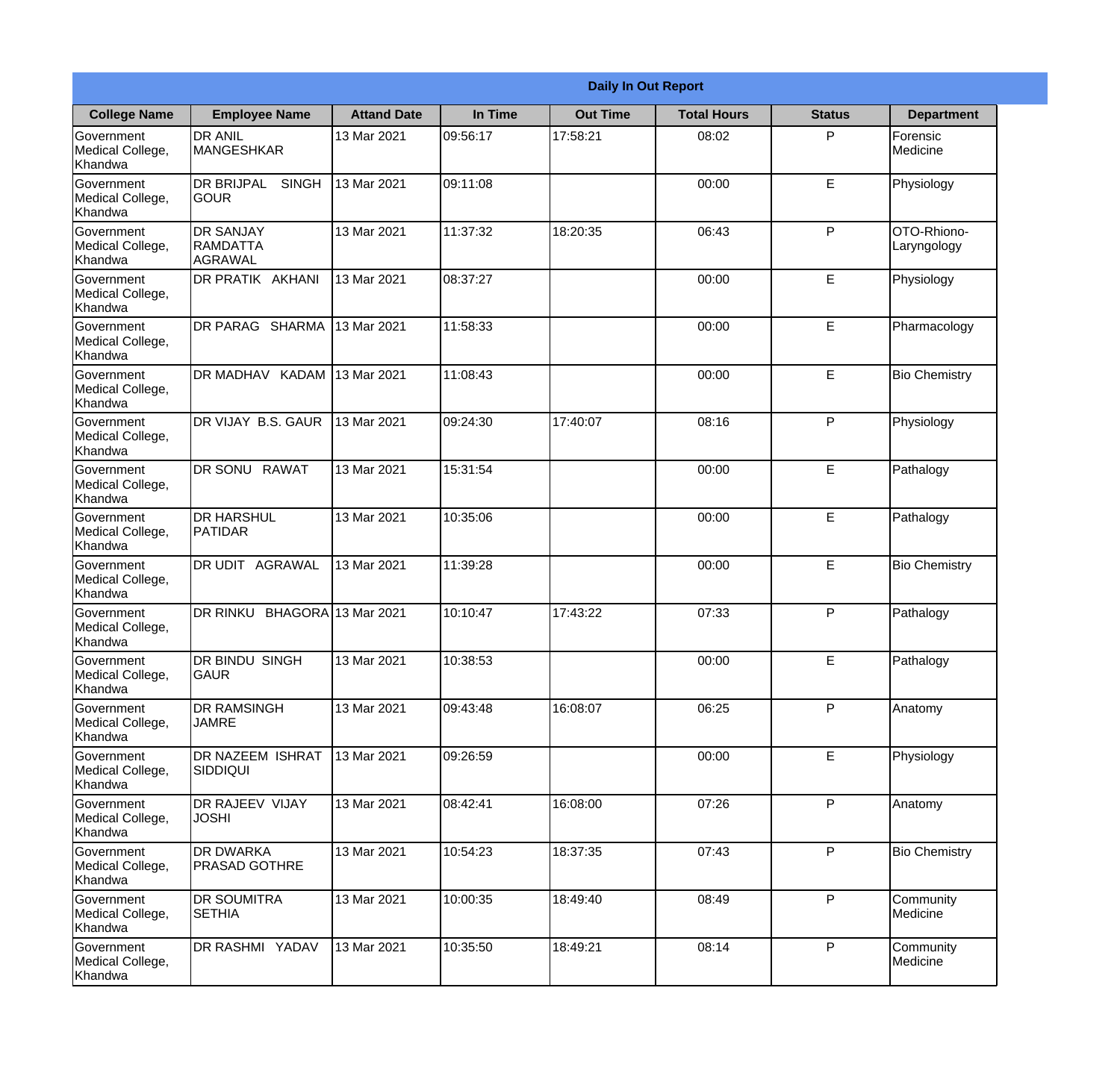# Daily In Out Report

| College Name | Employee Name | Attand Date | In Time | Out Time | Total Hours | Status | Department |
|---|---|---|---|---|---|---|---|
| Government Medical College, Khandwa | DR ANIL MANGESHKAR | 13 Mar 2021 | 09:56:17 | 17:58:21 | 08:02 | P | Forensic Medicine |
| Government Medical College, Khandwa | DR BRIJPAL SINGH GOUR | 13 Mar 2021 | 09:11:08 | | 00:00 | E | Physiology |
| Government Medical College, Khandwa | DR SANJAY RAMDATTA AGRAWAL | 13 Mar 2021 | 11:37:32 | 18:20:35 | 06:43 | P | OTO-Rhiono-Laryngology |
| Government Medical College, Khandwa | DR PRATIK AKHANI | 13 Mar 2021 | 08:37:27 | | 00:00 | E | Physiology |
| Government Medical College, Khandwa | DR PARAG SHARMA | 13 Mar 2021 | 11:58:33 | | 00:00 | E | Pharmacology |
| Government Medical College, Khandwa | DR MADHAV KADAM | 13 Mar 2021 | 11:08:43 | | 00:00 | E | Bio Chemistry |
| Government Medical College, Khandwa | DR VIJAY B.S. GAUR | 13 Mar 2021 | 09:24:30 | 17:40:07 | 08:16 | P | Physiology |
| Government Medical College, Khandwa | DR SONU RAWAT | 13 Mar 2021 | 15:31:54 | | 00:00 | E | Pathalogy |
| Government Medical College, Khandwa | DR HARSHUL PATIDAR | 13 Mar 2021 | 10:35:06 | | 00:00 | E | Pathalogy |
| Government Medical College, Khandwa | DR UDIT AGRAWAL | 13 Mar 2021 | 11:39:28 | | 00:00 | E | Bio Chemistry |
| Government Medical College, Khandwa | DR RINKU BHAGORA | 13 Mar 2021 | 10:10:47 | 17:43:22 | 07:33 | P | Pathalogy |
| Government Medical College, Khandwa | DR BINDU SINGH GAUR | 13 Mar 2021 | 10:38:53 | | 00:00 | E | Pathalogy |
| Government Medical College, Khandwa | DR RAMSINGH JAMRE | 13 Mar 2021 | 09:43:48 | 16:08:07 | 06:25 | P | Anatomy |
| Government Medical College, Khandwa | DR NAZEEM ISHRAT SIDDIQUI | 13 Mar 2021 | 09:26:59 | | 00:00 | E | Physiology |
| Government Medical College, Khandwa | DR RAJEEV VIJAY JOSHI | 13 Mar 2021 | 08:42:41 | 16:08:00 | 07:26 | P | Anatomy |
| Government Medical College, Khandwa | DR DWARKA PRASAD GOTHRE | 13 Mar 2021 | 10:54:23 | 18:37:35 | 07:43 | P | Bio Chemistry |
| Government Medical College, Khandwa | DR SOUMITRA SETHIA | 13 Mar 2021 | 10:00:35 | 18:49:40 | 08:49 | P | Community Medicine |
| Government Medical College, Khandwa | DR RASHMI YADAV | 13 Mar 2021 | 10:35:50 | 18:49:21 | 08:14 | P | Community Medicine |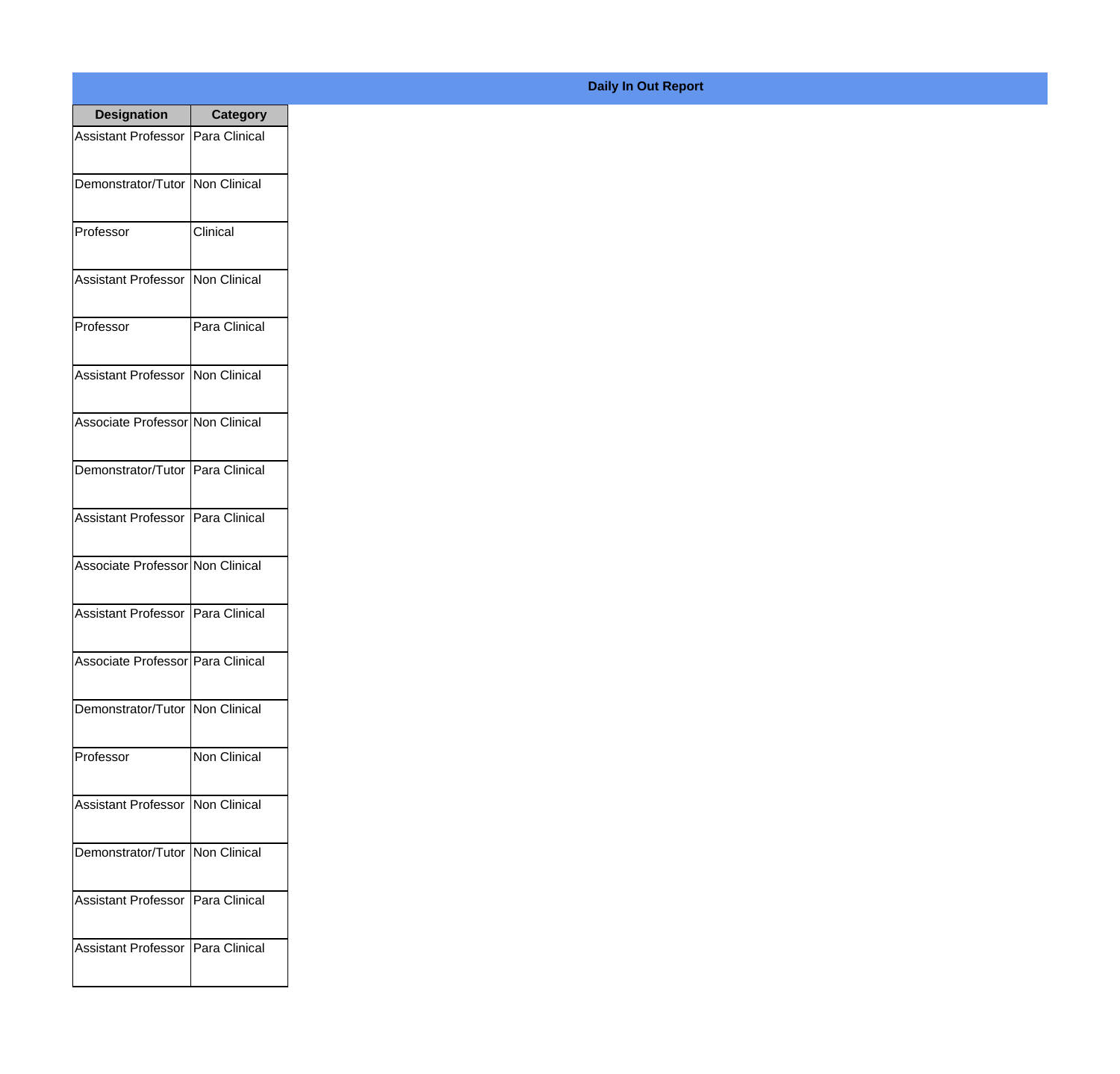**Daily In Out Report**

| Designation | Category |
|---|---|
| Assistant Professor | Para Clinical |
| Demonstrator/Tutor | Non Clinical |
| Professor | Clinical |
| Assistant Professor | Non Clinical |
| Professor | Para Clinical |
| Assistant Professor | Non Clinical |
| Associate Professor | Non Clinical |
| Demonstrator/Tutor | Para Clinical |
| Assistant Professor | Para Clinical |
| Associate Professor | Non Clinical |
| Assistant Professor | Para Clinical |
| Associate Professor | Para Clinical |
| Demonstrator/Tutor | Non Clinical |
| Professor | Non Clinical |
| Assistant Professor | Non Clinical |
| Demonstrator/Tutor | Non Clinical |
| Assistant Professor | Para Clinical |
| Assistant Professor | Para Clinical |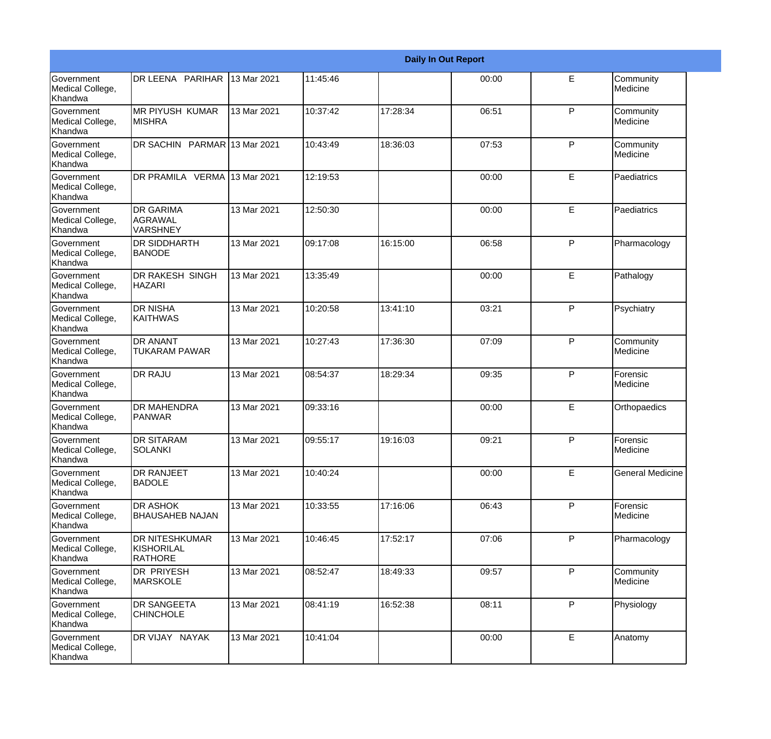| Daily In Out Report | | | | | | | |
|---|---|---|---|---|---|---|---|
| Government Medical College, Khandwa | DR LEENA PARIHAR | 13 Mar 2021 | 11:45:46 | | 00:00 | E | Community Medicine |
| Government Medical College, Khandwa | MR PIYUSH KUMAR MISHRA | 13 Mar 2021 | 10:37:42 | 17:28:34 | 06:51 | P | Community Medicine |
| Government Medical College, Khandwa | DR SACHIN PARMAR | 13 Mar 2021 | 10:43:49 | 18:36:03 | 07:53 | P | Community Medicine |
| Government Medical College, Khandwa | DR PRAMILA VERMA | 13 Mar 2021 | 12:19:53 | | 00:00 | E | Paediatrics |
| Government Medical College, Khandwa | DR GARIMA AGRAWAL VARSHNEY | 13 Mar 2021 | 12:50:30 | | 00:00 | E | Paediatrics |
| Government Medical College, Khandwa | DR SIDDHARTH BANODE | 13 Mar 2021 | 09:17:08 | 16:15:00 | 06:58 | P | Pharmacology |
| Government Medical College, Khandwa | DR RAKESH SINGH HAZARI | 13 Mar 2021 | 13:35:49 | | 00:00 | E | Pathalogy |
| Government Medical College, Khandwa | DR NISHA KAITHWAS | 13 Mar 2021 | 10:20:58 | 13:41:10 | 03:21 | P | Psychiatry |
| Government Medical College, Khandwa | DR ANANT TUKARAM PAWAR | 13 Mar 2021 | 10:27:43 | 17:36:30 | 07:09 | P | Community Medicine |
| Government Medical College, Khandwa | DR RAJU | 13 Mar 2021 | 08:54:37 | 18:29:34 | 09:35 | P | Forensic Medicine |
| Government Medical College, Khandwa | DR MAHENDRA PANWAR | 13 Mar 2021 | 09:33:16 | | 00:00 | E | Orthopaedics |
| Government Medical College, Khandwa | DR SITARAM SOLANKI | 13 Mar 2021 | 09:55:17 | 19:16:03 | 09:21 | P | Forensic Medicine |
| Government Medical College, Khandwa | DR RANJEET BADOLE | 13 Mar 2021 | 10:40:24 | | 00:00 | E | General Medicine |
| Government Medical College, Khandwa | DR ASHOK BHAUSAHEB NAJAN | 13 Mar 2021 | 10:33:55 | 17:16:06 | 06:43 | P | Forensic Medicine |
| Government Medical College, Khandwa | DR NITESHKUMAR KISHORILAL RATHORE | 13 Mar 2021 | 10:46:45 | 17:52:17 | 07:06 | P | Pharmacology |
| Government Medical College, Khandwa | DR PRIYESH MARSKOLE | 13 Mar 2021 | 08:52:47 | 18:49:33 | 09:57 | P | Community Medicine |
| Government Medical College, Khandwa | DR SANGEETA CHINCHOLE | 13 Mar 2021 | 08:41:19 | 16:52:38 | 08:11 | P | Physiology |
| Government Medical College, Khandwa | DR VIJAY NAYAK | 13 Mar 2021 | 10:41:04 | | 00:00 | E | Anatomy |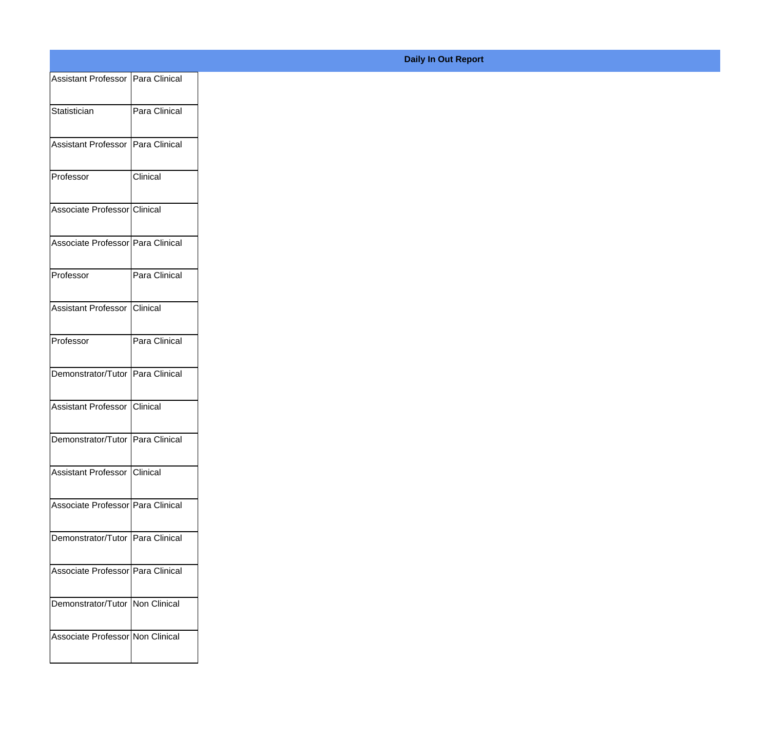**Daily In Out Report**

| | |
|---|---|
| Assistant Professor | Para Clinical |
| Statistician | Para Clinical |
| Assistant Professor | Para Clinical |
| Professor | Clinical |
| Associate Professor | Clinical |
| Associate Professor | Para Clinical |
| Professor | Para Clinical |
| Assistant Professor | Clinical |
| Professor | Para Clinical |
| Demonstrator/Tutor | Para Clinical |
| Assistant Professor | Clinical |
| Demonstrator/Tutor | Para Clinical |
| Assistant Professor | Clinical |
| Associate Professor | Para Clinical |
| Demonstrator/Tutor | Para Clinical |
| Associate Professor | Para Clinical |
| Demonstrator/Tutor | Non Clinical |
| Associate Professor | Non Clinical |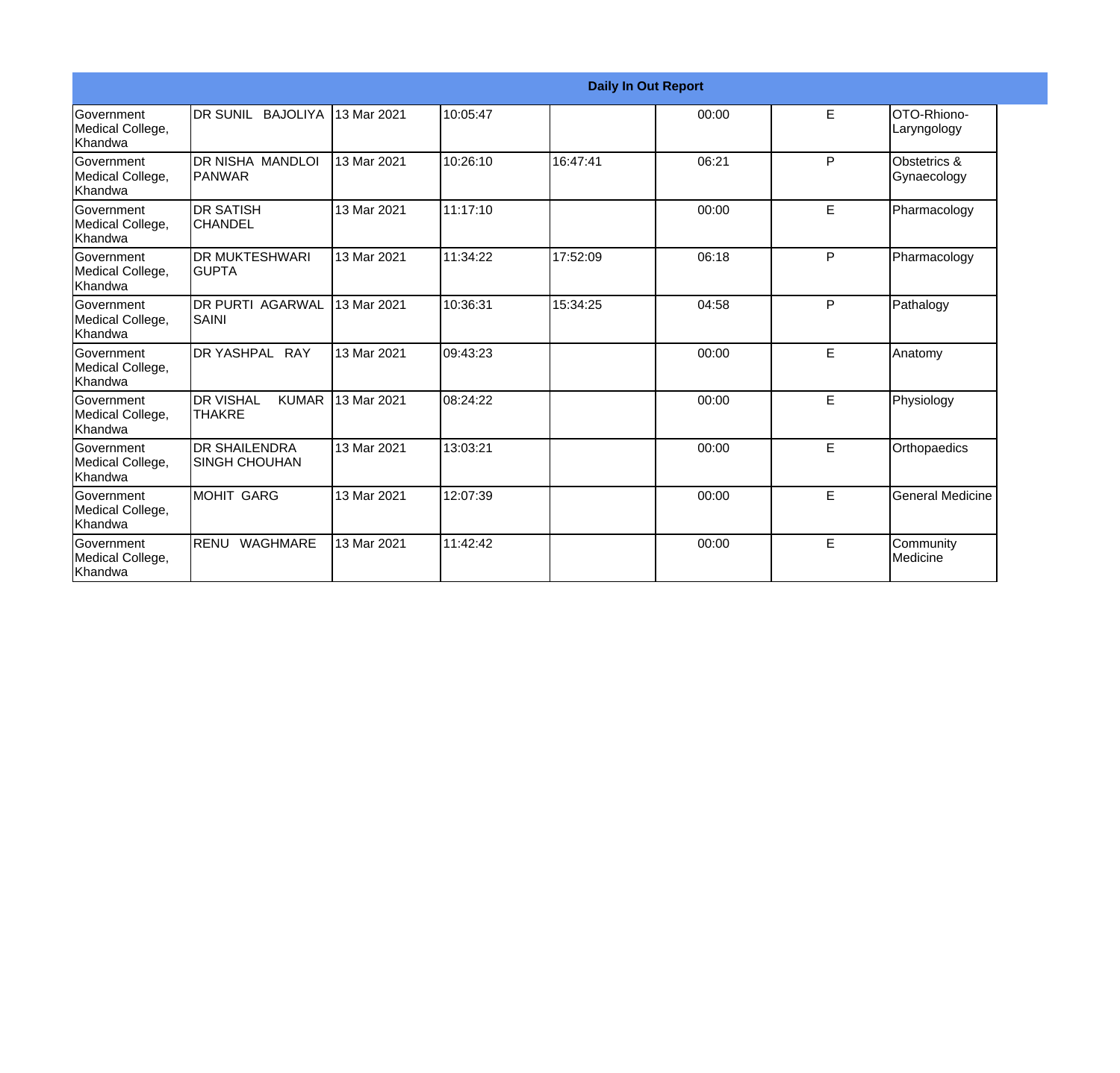| Daily In Out Report | | | | | | | |
|---|---|---|---|---|---|---|---|
| Government Medical College, Khandwa | DR SUNIL BAJOLIYA | 13 Mar 2021 | 10:05:47 | | 00:00 | E | OTO-Rhiono-Laryngology |
| Government Medical College, Khandwa | DR NISHA MANDLOI PANWAR | 13 Mar 2021 | 10:26:10 | 16:47:41 | 06:21 | P | Obstetrics & Gynaecology |
| Government Medical College, Khandwa | DR SATISH CHANDEL | 13 Mar 2021 | 11:17:10 | | 00:00 | E | Pharmacology |
| Government Medical College, Khandwa | DR MUKTESHWARI GUPTA | 13 Mar 2021 | 11:34:22 | 17:52:09 | 06:18 | P | Pharmacology |
| Government Medical College, Khandwa | DR PURTI AGARWAL SAINI | 13 Mar 2021 | 10:36:31 | 15:34:25 | 04:58 | P | Pathalogy |
| Government Medical College, Khandwa | DR YASHPAL RAY | 13 Mar 2021 | 09:43:23 | | 00:00 | E | Anatomy |
| Government Medical College, Khandwa | DR VISHAL KUMAR THAKRE | 13 Mar 2021 | 08:24:22 | | 00:00 | E | Physiology |
| Government Medical College, Khandwa | DR SHAILENDRA SINGH CHOUHAN | 13 Mar 2021 | 13:03:21 | | 00:00 | E | Orthopaedics |
| Government Medical College, Khandwa | MOHIT GARG | 13 Mar 2021 | 12:07:39 | | 00:00 | E | General Medicine |
| Government Medical College, Khandwa | RENU WAGHMARE | 13 Mar 2021 | 11:42:42 | | 00:00 | E | Community Medicine |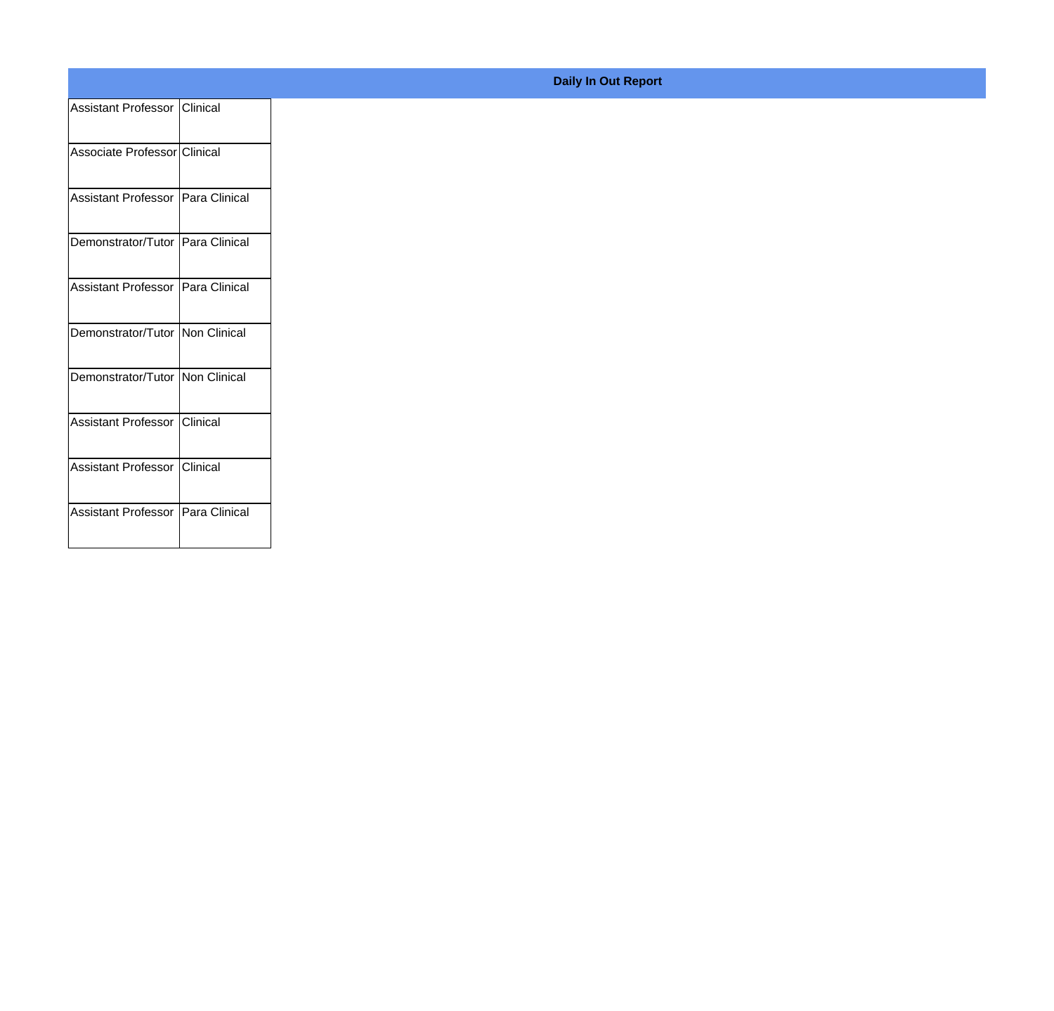**Daily In Out Report**

| | |
|---|---|
| Assistant Professor | Clinical |
| Associate Professor | Clinical |
| Assistant Professor | Para Clinical |
| Demonstrator/Tutor | Para Clinical |
| Assistant Professor | Para Clinical |
| Demonstrator/Tutor | Non Clinical |
| Demonstrator/Tutor | Non Clinical |
| Assistant Professor | Clinical |
| Assistant Professor | Clinical |
| Assistant Professor | Para Clinical |